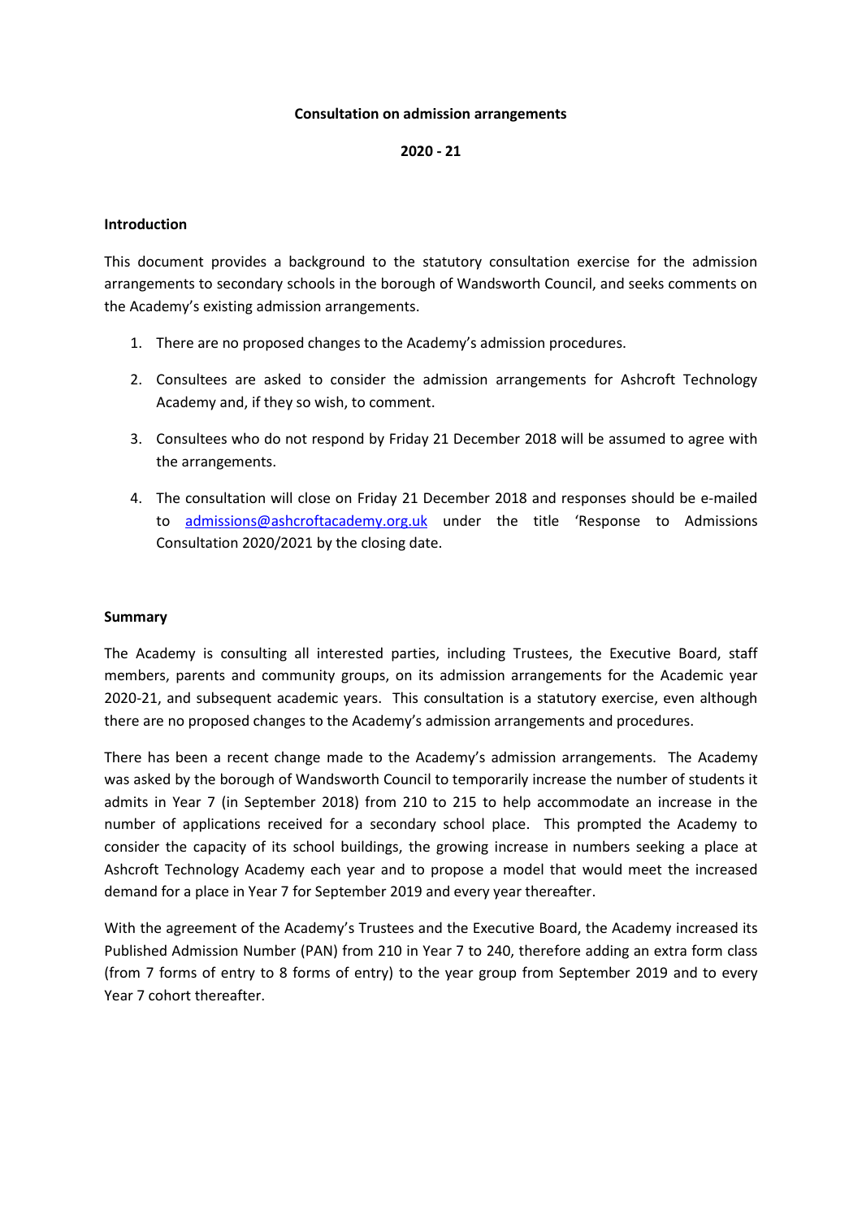**Consultation on admission arrangements**

**2020 - 21**

**Introduction**

This document provides a background to the statutory consultation exercise for the admission arrangements to secondary schools in the borough of Wandsworth Council, and seeks comments on the Academy's existing admission arrangements.

1. There are no proposed changes to the Academy's admission procedures.
2. Consultees are asked to consider the admission arrangements for Ashcroft Technology Academy and, if they so wish, to comment.
3. Consultees who do not respond by Friday 21 December 2018 will be assumed to agree with the arrangements.
4. The consultation will close on Friday 21 December 2018 and responses should be e-mailed to admissions@ashcroftacademy.org.uk under the title 'Response to Admissions Consultation 2020/2021 by the closing date.

**Summary**

The Academy is consulting all interested parties, including Trustees, the Executive Board, staff members, parents and community groups, on its admission arrangements for the Academic year 2020-21, and subsequent academic years. This consultation is a statutory exercise, even although there are no proposed changes to the Academy's admission arrangements and procedures.

There has been a recent change made to the Academy's admission arrangements. The Academy was asked by the borough of Wandsworth Council to temporarily increase the number of students it admits in Year 7 (in September 2018) from 210 to 215 to help accommodate an increase in the number of applications received for a secondary school place. This prompted the Academy to consider the capacity of its school buildings, the growing increase in numbers seeking a place at Ashcroft Technology Academy each year and to propose a model that would meet the increased demand for a place in Year 7 for September 2019 and every year thereafter.

With the agreement of the Academy's Trustees and the Executive Board, the Academy increased its Published Admission Number (PAN) from 210 in Year 7 to 240, therefore adding an extra form class (from 7 forms of entry to 8 forms of entry) to the year group from September 2019 and to every Year 7 cohort thereafter.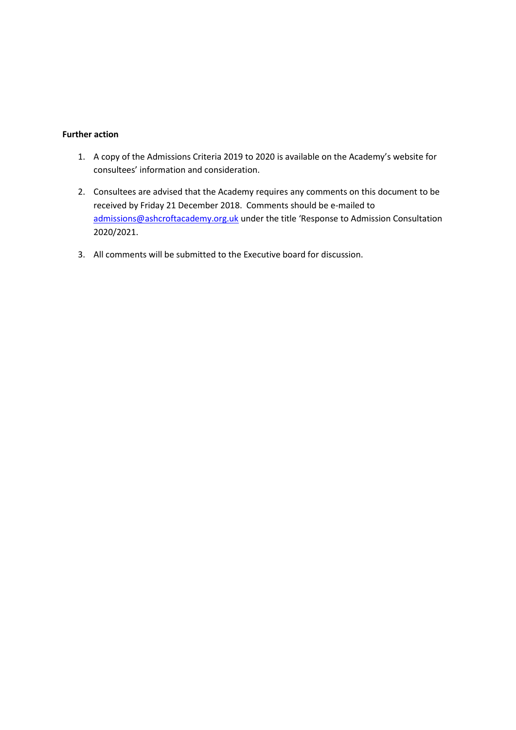**Further action**

1. A copy of the Admissions Criteria 2019 to 2020 is available on the Academy's website for consultees' information and consideration.

2. Consultees are advised that the Academy requires any comments on this document to be received by Friday 21 December 2018. Comments should be e-mailed to admissions@ashcroftacademy.org.uk under the title 'Response to Admission Consultation 2020/2021.

3. All comments will be submitted to the Executive board for discussion.